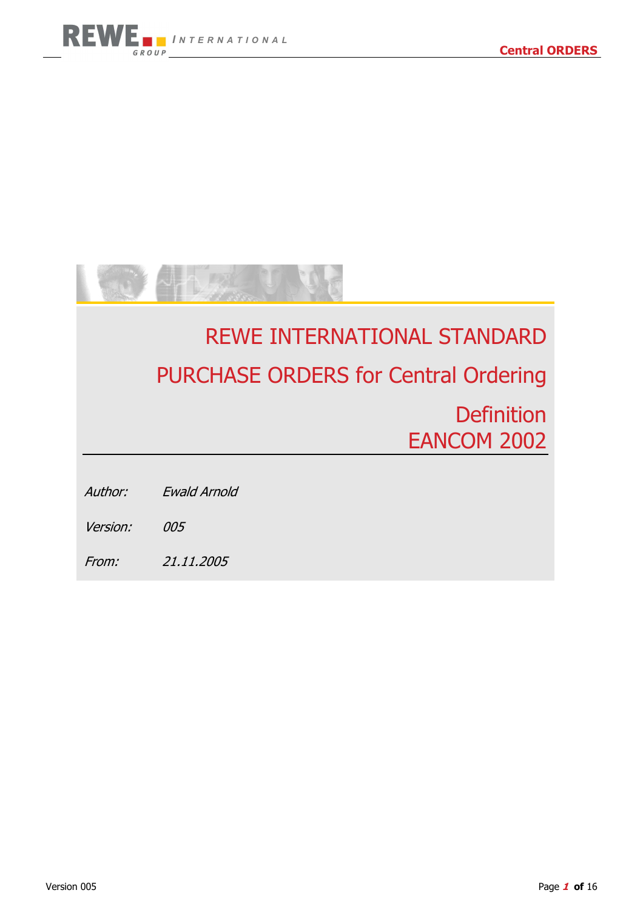# REWE INTERNATIONAL STANDARD

# PURCHASE ORDERS for Central Ordering

# Definition EANCOM 2002

*Author:* *Ewald Arnold*

*Version:* *005*

*From:* *21.11.2005*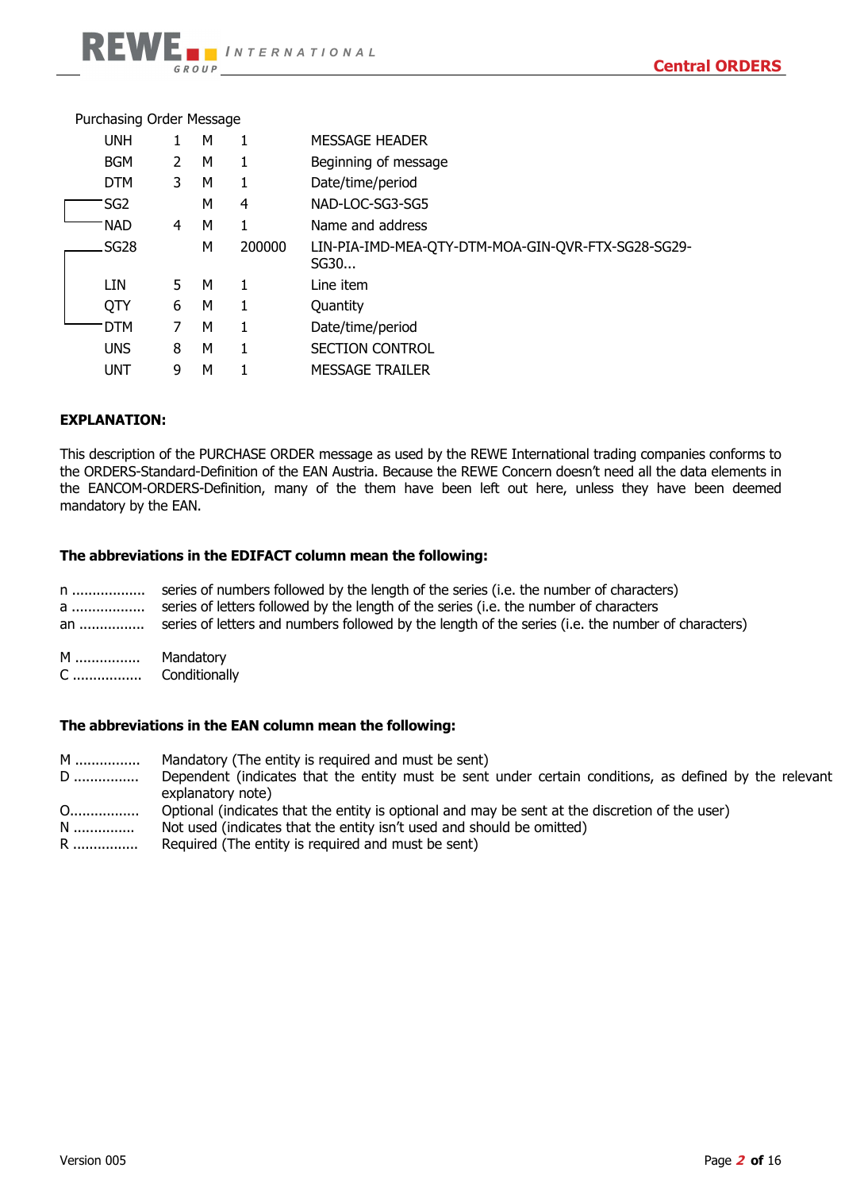Purchasing Order Message

| Tag | Pos | Status | Rep | Description |
|---|---|---|---|---|
| UNH | 1 | M | 1 | MESSAGE HEADER |
| BGM | 2 | M | 1 | Beginning of message |
| DTM | 3 | M | 1 | Date/time/period |
| SG2 | | M | 4 | NAD-LOC-SG3-SG5 |
| NAD | 4 | M | 1 | Name and address |
| SG28 | | M | 200000 | LIN-PIA-IMD-MEA-QTY-DTM-MOA-GIN-QVR-FTX-SG28-SG29-SG30... |
| LIN | 5 | M | 1 | Line item |
| QTY | 6 | M | 1 | Quantity |
| DTM | 7 | M | 1 | Date/time/period |
| UNS | 8 | M | 1 | SECTION CONTROL |
| UNT | 9 | M | 1 | MESSAGE TRAILER |

**EXPLANATION:**

This description of the PURCHASE ORDER message as used by the REWE International trading companies conforms to the ORDERS-Standard-Definition of the EAN Austria. Because the REWE Concern doesn't need all the data elements in the EANCOM-ORDERS-Definition, many of the them have been left out here, unless they have been deemed mandatory by the EAN.

**The abbreviations in the EDIFACT column mean the following:**

n ................. series of numbers followed by the length of the series (i.e. the number of characters)
a ................. series of letters followed by the length of the series (i.e. the number of characters
an ............... series of letters and numbers followed by the length of the series (i.e. the number of characters)

M ............... Mandatory
C ................ Conditionally

**The abbreviations in the EAN column mean the following:**

M ............... Mandatory (The entity is required and must be sent)
D ............... Dependent (indicates that the entity must be sent under certain conditions, as defined by the relevant explanatory note)
O................ Optional (indicates that the entity is optional and may be sent at the discretion of the user)
N .............. Not used (indicates that the entity isn't used and should be omitted)
R ............... Required (The entity is required and must be sent)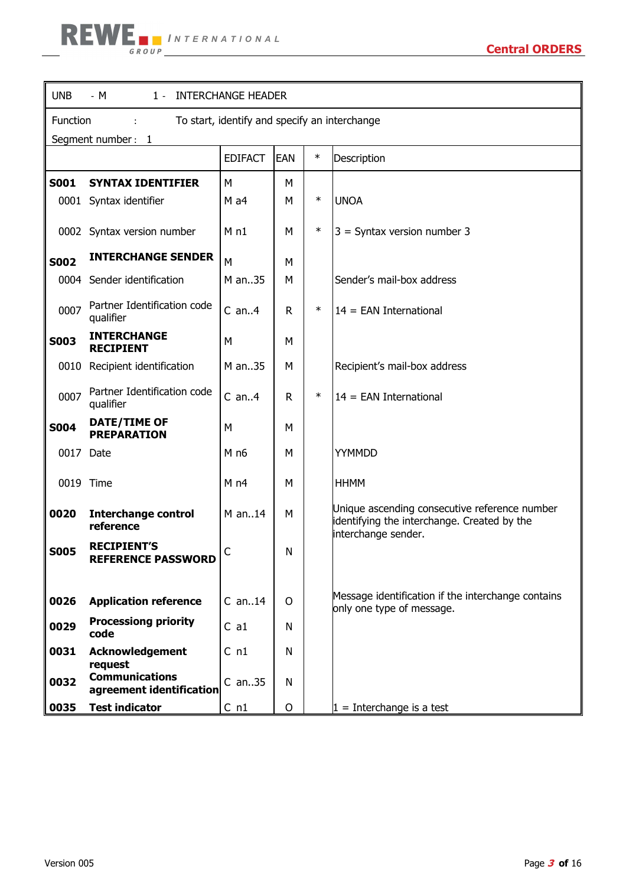| UNB - M | 1 - INTERCHANGE HEADER | | | | |
|---|---|---|---|---|---|
| Function : | To start, identify and specify an interchange | | | | |
| Segment number : 1 | | | | | |
| | | EDIFACT | EAN | * | Description |
| **S001** | **SYNTAX IDENTIFIER** | M | M | | |
| 0001 | Syntax identifier | M a4 | M | * | UNOA |
| 0002 | Syntax version number | M n1 | M | * | 3 = Syntax version number 3 |
| **S002** | **INTERCHANGE SENDER** | M | M | | |
| 0004 | Sender identification | M an..35 | M | | Sender's mail-box address |
| 0007 | Partner Identification code qualifier | C an..4 | R | * | 14 = EAN International |
| **S003** | **INTERCHANGE RECIPIENT** | M | M | | |
| 0010 | Recipient identification | M an..35 | M | | Recipient's mail-box address |
| 0007 | Partner Identification code qualifier | C an..4 | R | * | 14 = EAN International |
| **S004** | **DATE/TIME OF PREPARATION** | M | M | | |
| 0017 | Date | M n6 | M | | YYMMDD |
| 0019 | Time | M n4 | M | | HHMM |
| **0020** | **Interchange control reference** | M an..14 | M | | Unique ascending consecutive reference number identifying the interchange. Created by the interchange sender. |
| **S005** | **RECIPIENT'S REFERENCE PASSWORD** | C | N | | |
| **0026** | **Application reference** | C an..14 | O | | Message identification if the interchange contains only one type of message. |
| **0029** | **Processing priority code** | C a1 | N | | |
| **0031** | **Acknowledgement request** | C n1 | N | | |
| **0032** | **Communications agreement identification** | C an..35 | N | | |
| **0035** | **Test indicator** | C n1 | O | | 1 = Interchange is a test |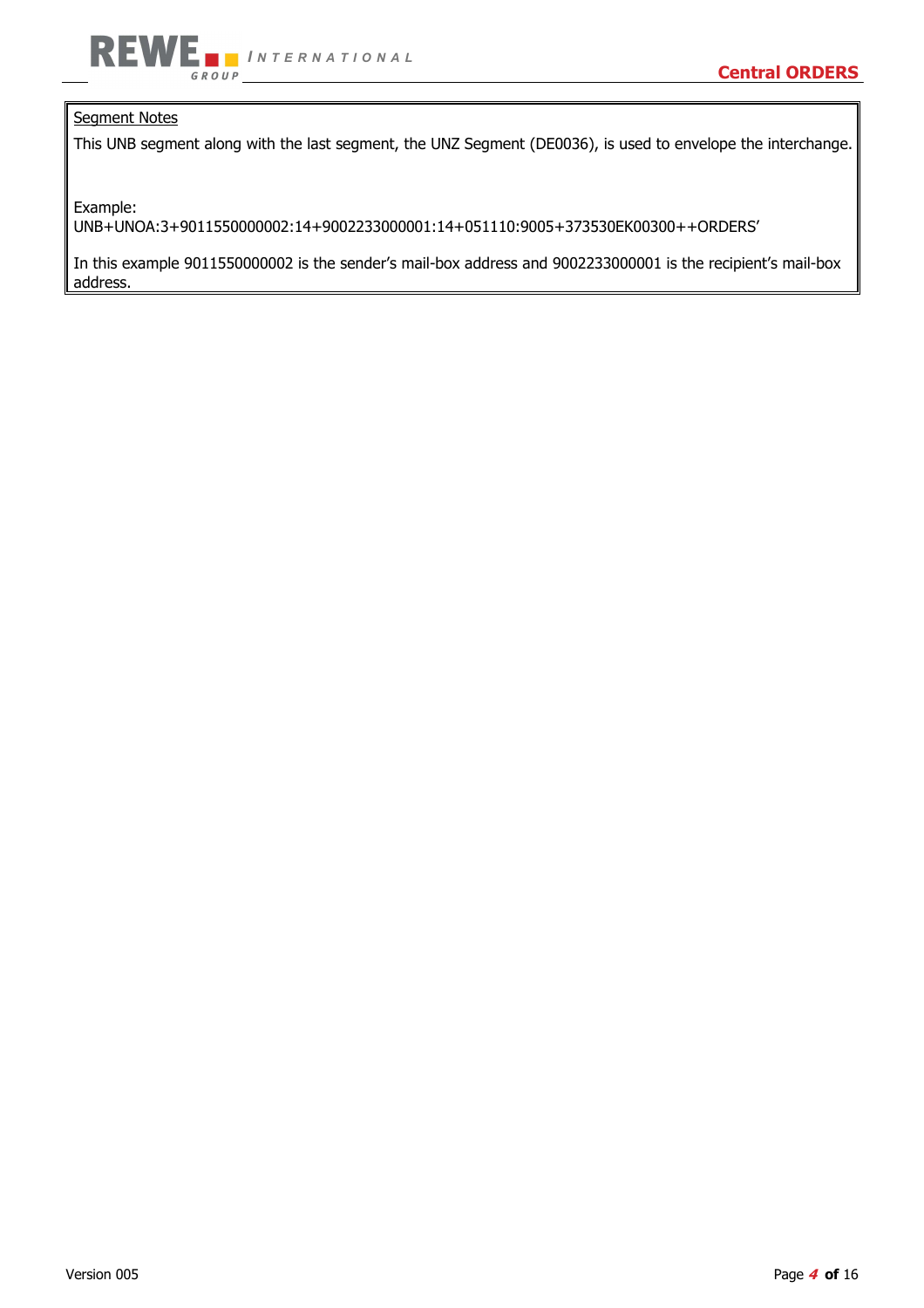<u>Segment Notes</u>

This UNB segment along with the last segment, the UNZ Segment (DE0036), is used to envelope the interchange.

Example:
UNB+UNOA:3+9011550000002:14+9002233000001:14+051110:9005+373530EK00300++ORDERS'

In this example 9011550000002 is the sender's mail-box address and 9002233000001 is the recipient's mail-box address.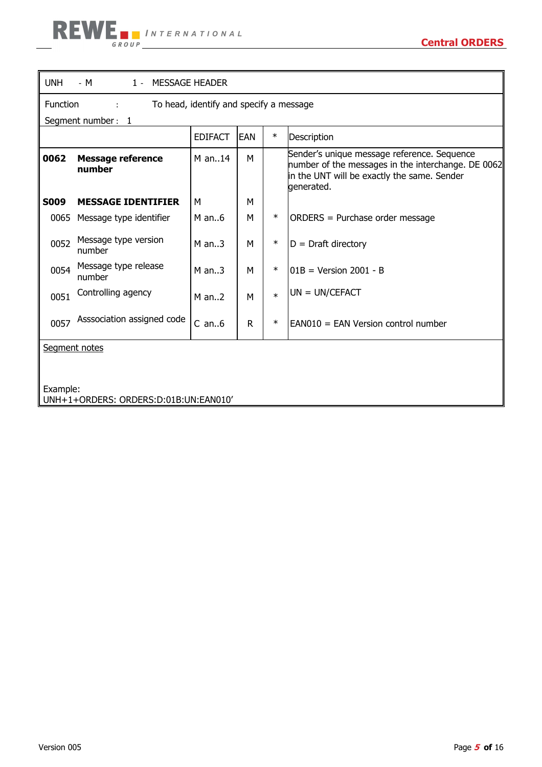| UNH - M 1 - MESSAGE HEADER | | | | | |
|---|---|---|---|---|---|
| Function : To head, identify and specify a message<br>Segment number : 1 | | | | | |
| | | EDIFACT | EAN | * | Description |
| **0062** | **Message reference number** | M an..14 | M | | Sender's unique message reference. Sequence number of the messages in the interchange. DE 0062 in the UNT will be exactly the same. Sender generated. |
| **S009** | **MESSAGE IDENTIFIER** | M | M | | |
| 0065 | Message type identifier | M an..6 | M | * | ORDERS = Purchase order message |
| 0052 | Message type version number | M an..3 | M | * | D = Draft directory |
| 0054 | Message type release number | M an..3 | M | * | 01B = Version 2001 - B |
| 0051 | Controlling agency | M an..2 | M | * | UN = UN/CEFACT |
| 0057 | Asssociation assigned code | C an..6 | R | * | EAN010 = EAN Version control number |

Segment notes

Example:
UNH+1+ORDERS: ORDERS:D:01B:UN:EAN010'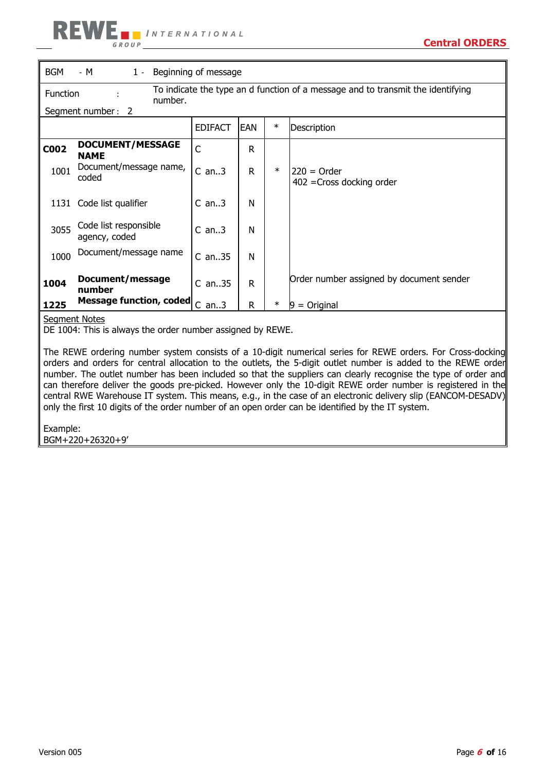| BGM | - M | 1 - | Beginning of message | | |
|---|---|---|---|---|---|
| Function : | | | To indicate the type an d function of a message and to transmit the identifying number. | | |
| Segment number : 2 | | | | | |

| | | EDIFACT | EAN | * | Description |
|---|---|---|---|---|---|
| **C002** | **DOCUMENT/MESSAGE NAME** | C | R | | |
| 1001 | Document/message name, coded | C an..3 | R | * | 220 = Order<br>402 =Cross docking order |
| 1131 | Code list qualifier | C an..3 | N | | |
| 3055 | Code list responsible agency, coded | C an..3 | N | | |
| 1000 | Document/message name | C an..35 | N | | |
| **1004** | **Document/message number** | C an..35 | R | | Order number assigned by document sender |
| **1225** | **Message function, coded** | C an..3 | R | * | 9 = Original |

Segment Notes

DE 1004: This is always the order number assigned by REWE.

The REWE ordering number system consists of a 10-digit numerical series for REWE orders. For Cross-docking orders and orders for central allocation to the outlets, the 5-digit outlet number is added to the REWE order number. The outlet number has been included so that the suppliers can clearly recognise the type of order and can therefore deliver the goods pre-picked. However only the 10-digit REWE order number is registered in the central RWE Warehouse IT system. This means, e.g., in the case of an electronic delivery slip (EANCOM-DESADV) only the first 10 digits of the order number of an open order can be identified by the IT system.

Example:

BGM+220+26320+9’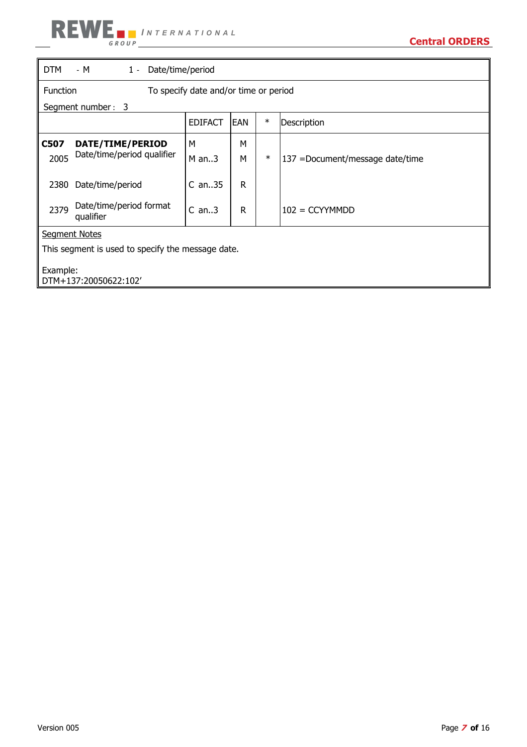| DTM - M | 1 - Date/time/period | | | |
|---|---|---|---|---|
| Function | To specify date and/or time or period | | | |
| Segment number : 3 | | | | |
| | EDIFACT | EAN | * | Description |
| **C507 DATE/TIME/PERIOD** | M | M | | |
| 2005 Date/time/period qualifier | M an..3 | M | * | 137 =Document/message date/time |
| 2380 Date/time/period | C an..35 | R | | |
| 2379 Date/time/period format qualifier | C an..3 | R | | 102 = CCYYMMDD |

Segment Notes

This segment is used to specify the message date.

Example:
DTM+137:20050622:102'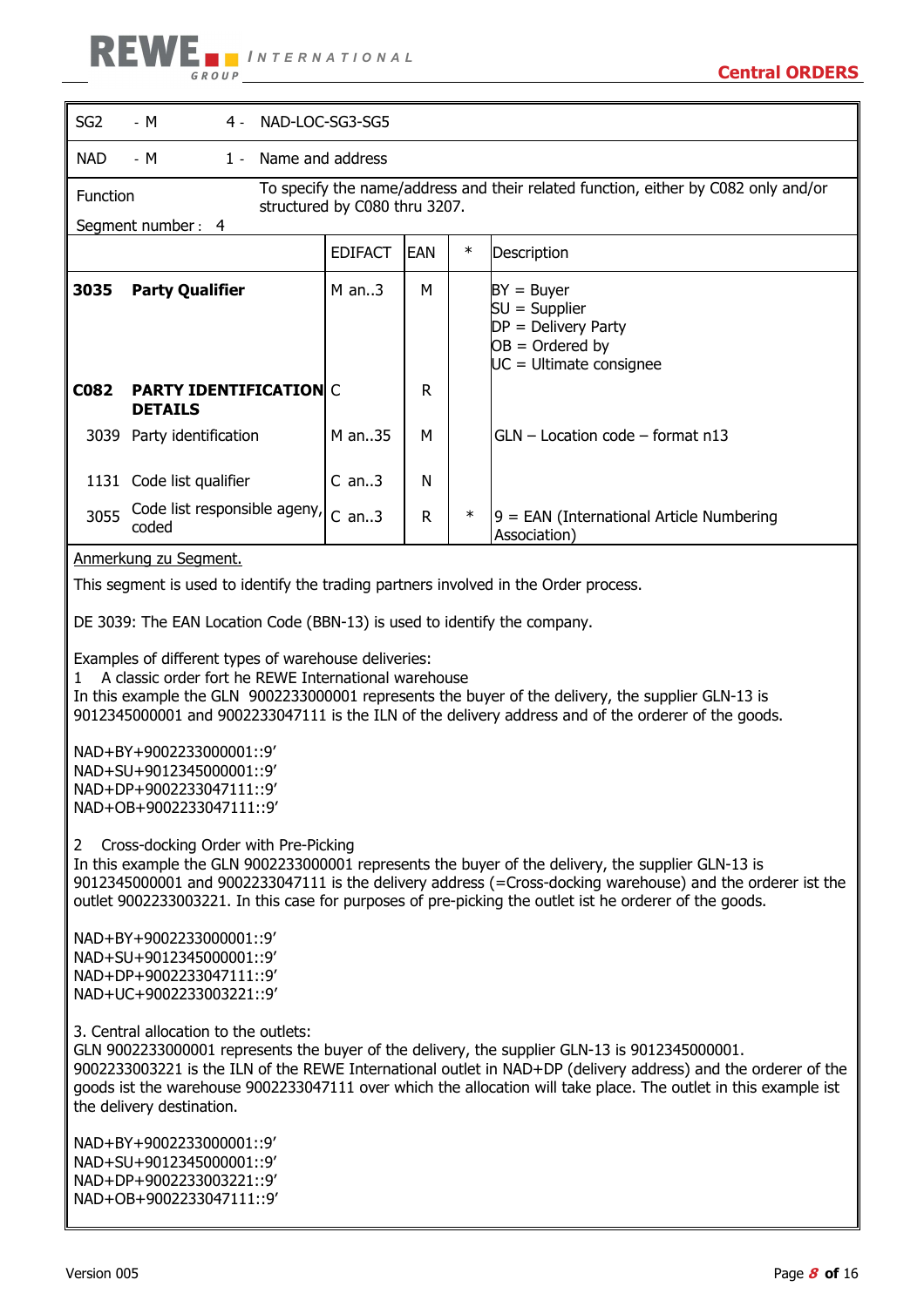| SG2 | - M | 4 - | NAD-LOC-SG3-SG5 | | |
|---|---|---|---|---|---|
| **NAD** | - M | 1 - | Name and address | | |
| Function<br>Segment number : 4 | | | To specify the name/address and their related function, either by C082 only and/or structured by C080 thru 3207. | | |
| | EDIFACT | EAN | * | Description | |
| **3035 Party Qualifier** | M an..3 | M | | BY = Buyer<br>SU = Supplier<br>DP = Delivery Party<br>OB = Ordered by<br>UC = Ultimate consignee | |
| **C082 PARTY IDENTIFICATION DETAILS** | C | R | | | |
| 3039 Party identification | M an..35 | M | | GLN – Location code – format n13 | |
| 1131 Code list qualifier | C an..3 | N | | | |
| 3055 Code list responsible ageny, coded | C an..3 | R | * | 9 = EAN (International Article Numbering Association) | |

Anmerkung zu Segment.

This segment is used to identify the trading partners involved in the Order process.

DE 3039: The EAN Location Code (BBN-13) is used to identify the company.

Examples of different types of warehouse deliveries:

1 A classic order fort he REWE International warehouse
In this example the GLN 9002233000001 represents the buyer of the delivery, the supplier GLN-13 is 9012345000001 and 9002233047111 is the ILN of the delivery address and of the orderer of the goods.

```
NAD+BY+9002233000001::9'
NAD+SU+9012345000001::9'
NAD+DP+9002233047111::9'
NAD+OB+9002233047111::9'
```

2 Cross-docking Order with Pre-Picking
In this example the GLN 9002233000001 represents the buyer of the delivery, the supplier GLN-13 is 9012345000001 and 9002233047111 is the delivery address (=Cross-docking warehouse) and the orderer ist the outlet 9002233003221. In this case for purposes of pre-picking the outlet ist he orderer of the goods.

```
NAD+BY+9002233000001::9'
NAD+SU+9012345000001::9'
NAD+DP+9002233047111::9'
NAD+UC+9002233003221::9'
```

3. Central allocation to the outlets:
GLN 9002233000001 represents the buyer of the delivery, the supplier GLN-13 is 9012345000001. 9002233003221 is the ILN of the REWE International outlet in NAD+DP (delivery address) and the orderer of the goods ist the warehouse 9002233047111 over which the allocation will take place. The outlet in this example ist the delivery destination.

```
NAD+BY+9002233000001::9'
NAD+SU+9012345000001::9'
NAD+DP+9002233003221::9'
NAD+OB+9002233047111::9'
```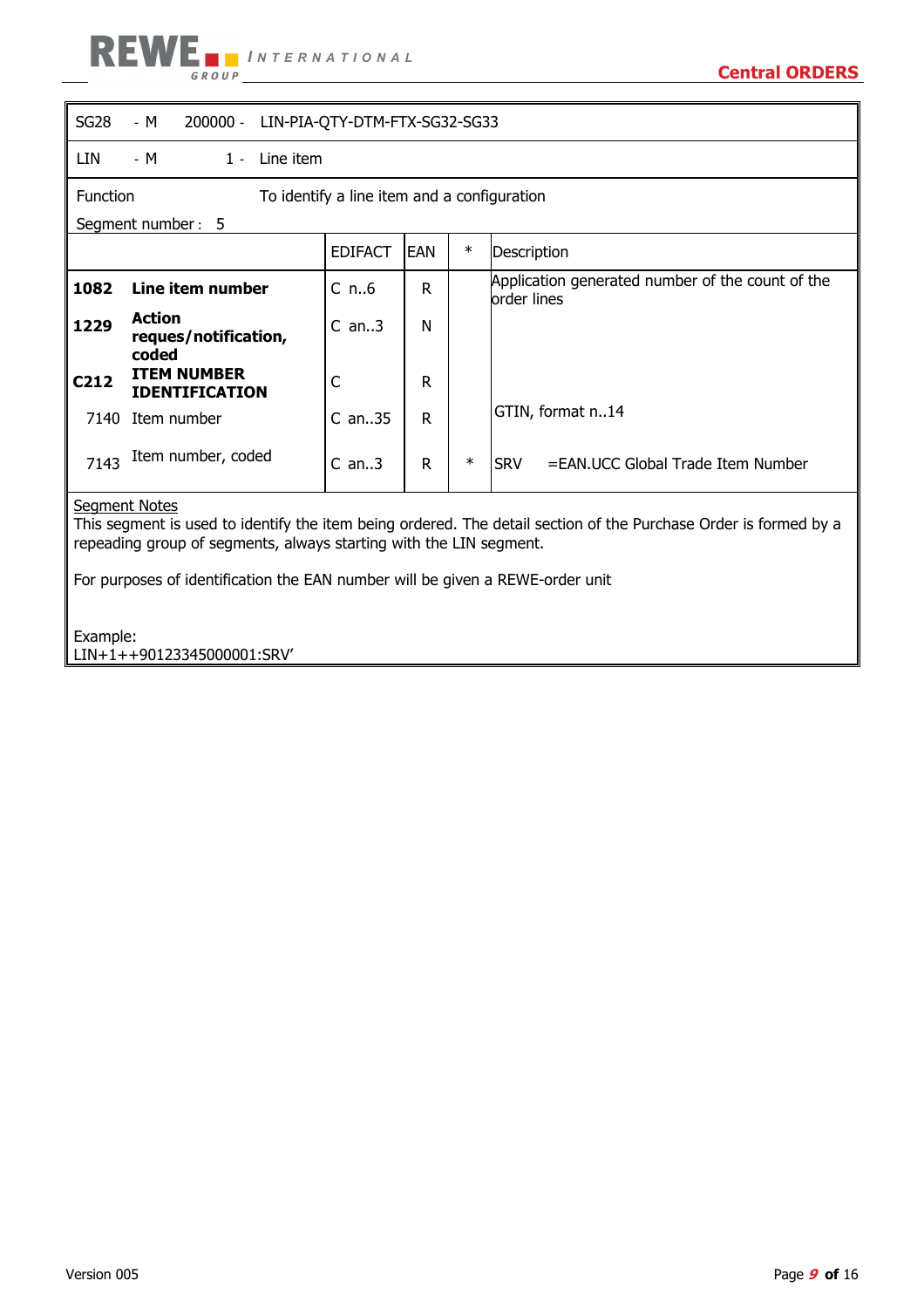| SG28 | - M | 200000 - | LIN-PIA-QTY-DTM-FTX-SG32-SG33 |
|---|---|---|---|
| LIN | - M | 1 - | Line item |

Function: To identify a line item and a configuration

Segment number : 5

| | | EDIFACT | EAN | * | Description |
|---|---|---|---|---|---|
| **1082** | **Line item number** | C n..6 | R | | Application generated number of the count of the order lines |
| **1229** | **Action reques/notification, coded** | C an..3 | N | | |
| **C212** | **ITEM NUMBER IDENTIFICATION** | C | R | | |
| 7140 | Item number | C an..35 | R | | GTIN, format n..14 |
| 7143 | Item number, coded | C an..3 | R | * | SRV =EAN.UCC Global Trade Item Number |

Segment Notes

This segment is used to identify the item being ordered. The detail section of the Purchase Order is formed by a repeading group of segments, always starting with the LIN segment.

For purposes of identification the EAN number will be given a REWE-order unit

Example:

LIN+1++90123345000001:SRV'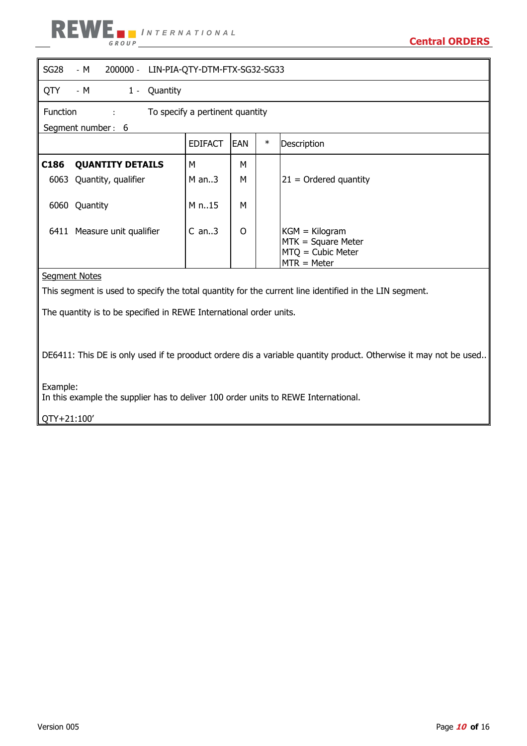| SG28 | - M | 200000 - | LIN-PIA-QTY-DTM-FTX-SG32-SG33 |
|---|---|---|---|
| QTY | - M | 1 - | Quantity |

Function : To specify a pertinent quantity

Segment number : 6

| | EDIFACT | EAN | * | Description |
|---|---|---|---|---|
| **C186 QUANTITY DETAILS** | M | M | | |
| 6063 Quantity, qualifier | M an..3 | M | | 21 = Ordered quantity |
| 6060 Quantity | M n..15 | M | | |
| 6411 Measure unit qualifier | C an..3 | O | | KGM = Kilogram<br>MTK = Square Meter<br>MTQ = Cubic Meter<br>MTR = Meter |

Segment Notes

This segment is used to specify the total quantity for the current line identified in the LIN segment.

The quantity is to be specified in REWE International order units.

DE6411: This DE is only used if te prooduct ordere dis a variable quantity product. Otherwise it may not be used..

Example:
In this example the supplier has to deliver 100 order units to REWE International.

QTY+21:100'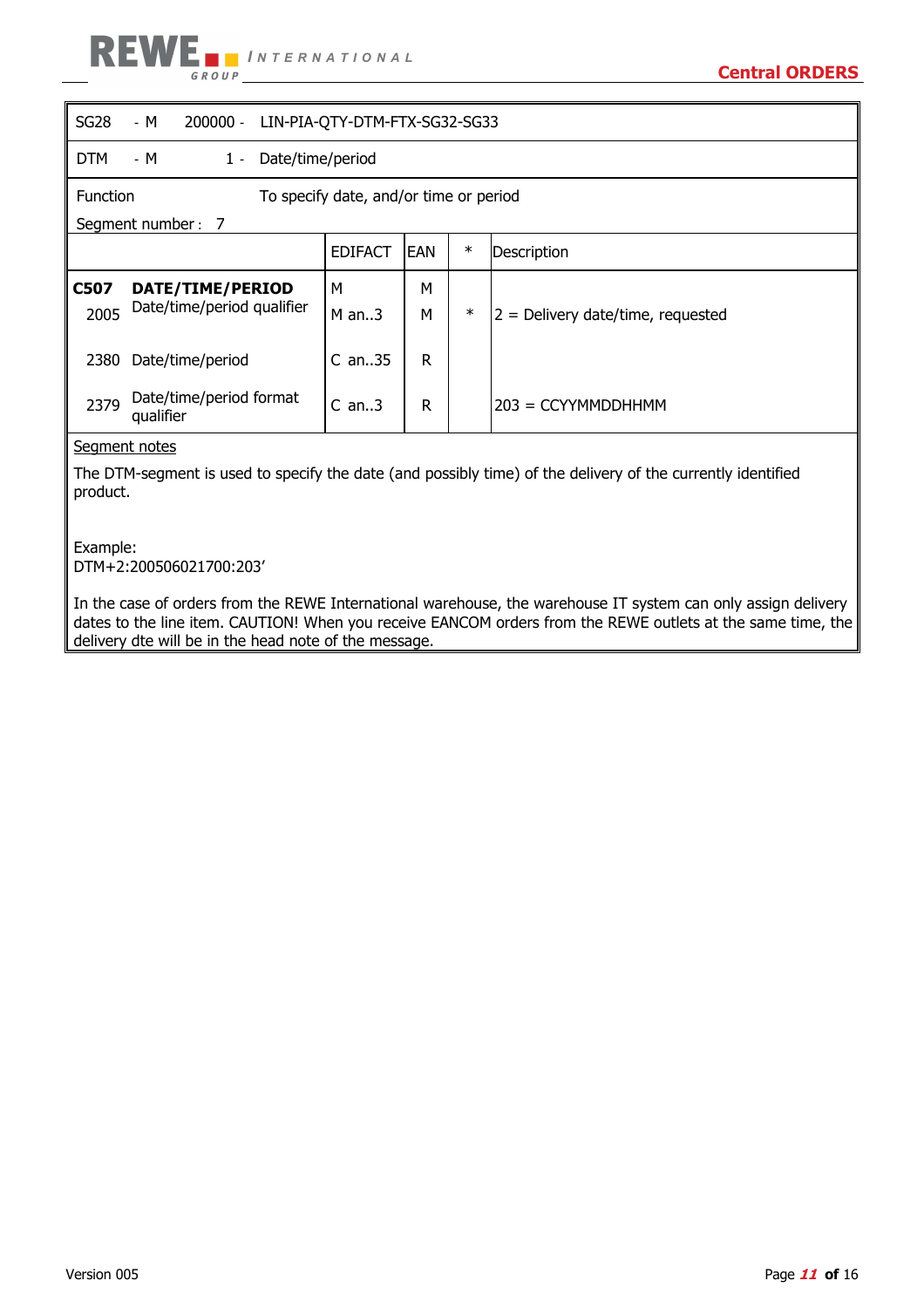| SG28 | - M | 200000 - | LIN-PIA-QTY-DTM-FTX-SG32-SG33 |
|---|---|---|---|
| DTM | - M | 1 - | Date/time/period |

Function: To specify date, and/or time or period

Segment number : 7

| | | EDIFACT | EAN | * | Description |
|---|---|---|---|---|---|
| **C507** | **DATE/TIME/PERIOD** | M | M | | |
| 2005 | Date/time/period qualifier | M an..3 | M | * | 2 = Delivery date/time, requested |
| 2380 | Date/time/period | C an..35 | R | | |
| 2379 | Date/time/period format qualifier | C an..3 | R | | 203 = CCYYMMDDHHMM |

Segment notes

The DTM-segment is used to specify the date (and possibly time) of the delivery of the currently identified product.

Example:
DTM+2:200506021700:203'

In the case of orders from the REWE International warehouse, the warehouse IT system can only assign delivery dates to the line item. CAUTION! When you receive EANCOM orders from the REWE outlets at the same time, the delivery dte will be in the head note of the message.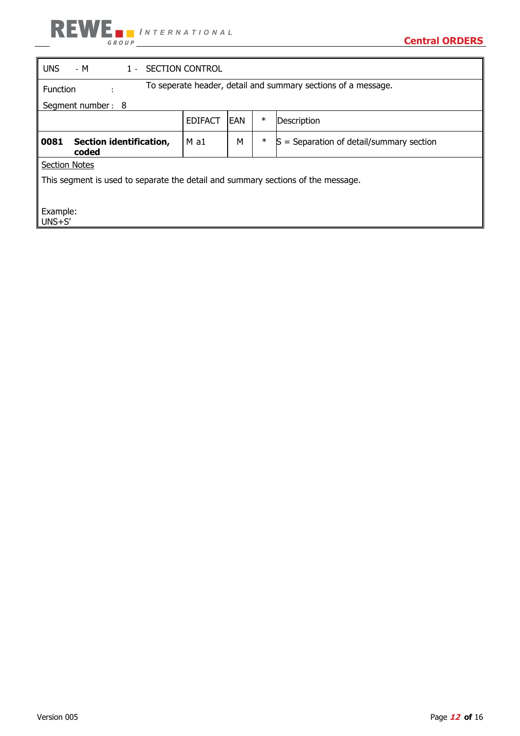| UNS - M | 1 - SECTION CONTROL | | | |
|---|---|---|---|---|
| Function : | To seperate header, detail and summary sections of a message. | | | |
| Segment number : 8 | | | | |
| | EDIFACT | EAN | * | Description |
| **0081 Section identification, coded** | M a1 | M | * | S = Separation of detail/summary section |

Section Notes

This segment is used to separate the detail and summary sections of the message.

Example:
UNS+S'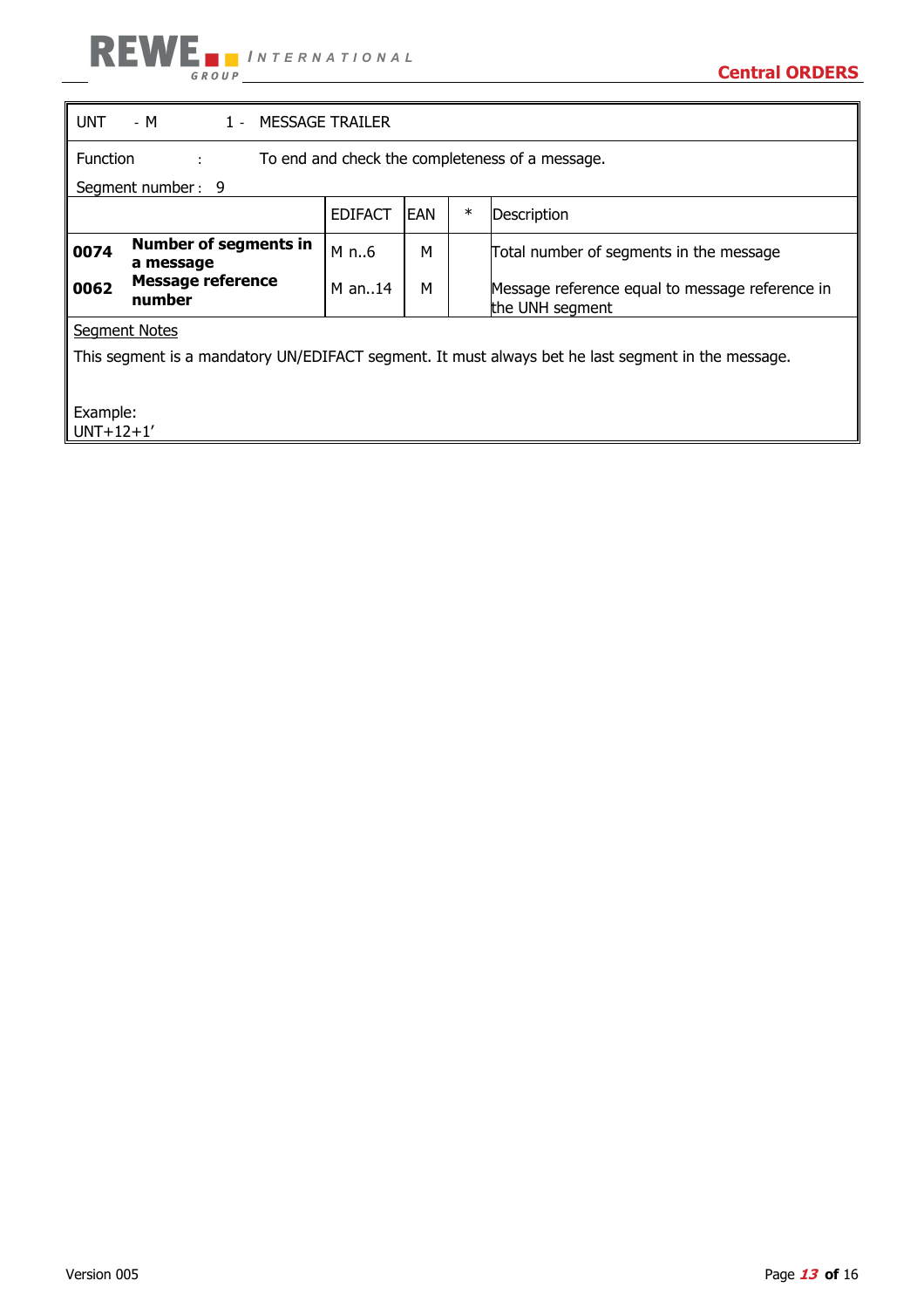| UNT - M | 1 - MESSAGE TRAILER | | | | |
|---|---|---|---|---|---|
| Function : | To end and check the completeness of a message. | | | | |
| Segment number : 9 | | | | | |
| | | EDIFACT | EAN | * | Description |
| **0074** | **Number of segments in a message** | M n..6 | M | | Total number of segments in the message |
| **0062** | **Message reference number** | M an..14 | M | | Message reference equal to message reference in the UNH segment |

<u>Segment Notes</u>

This segment is a mandatory UN/EDIFACT segment. It must always bet he last segment in the message.

Example:
UNT+12+1'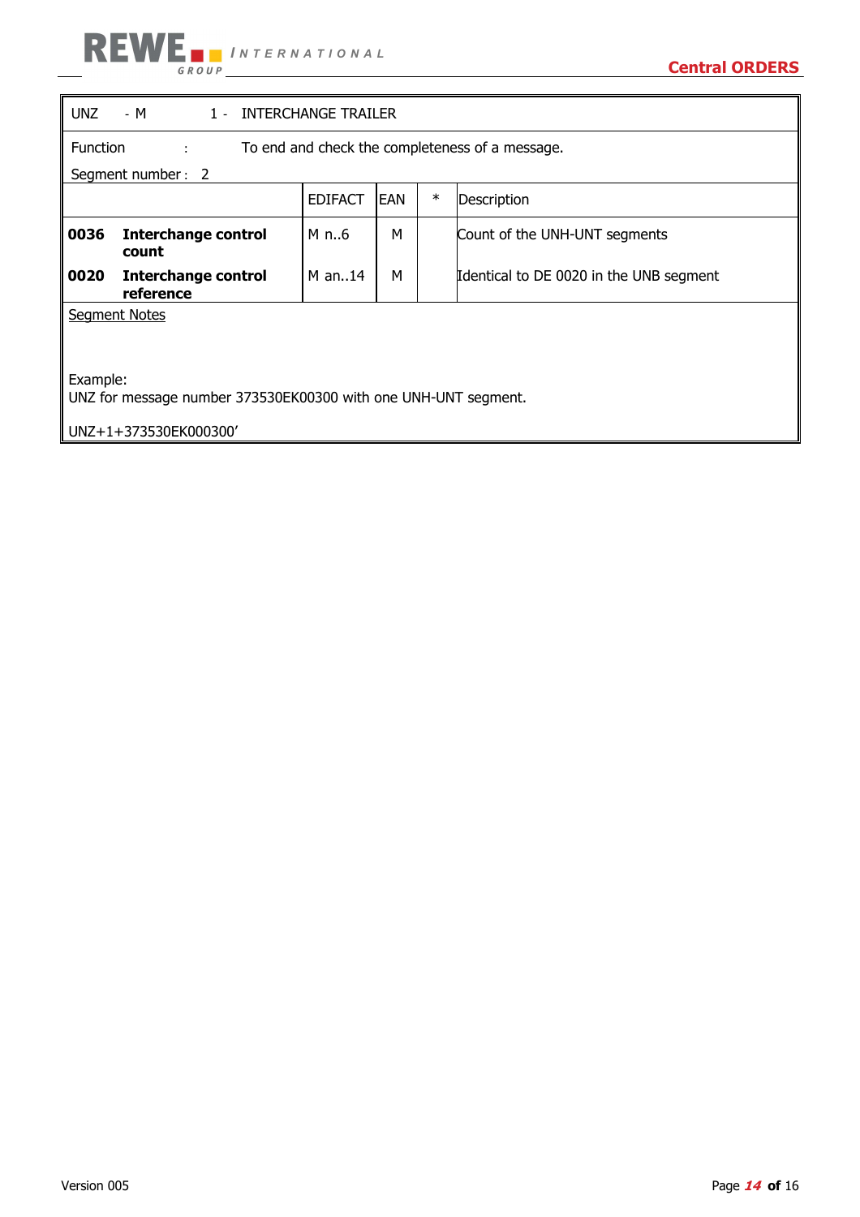| UNZ - M 1 - INTERCHANGE TRAILER | | | | |
|---|---|---|---|---|
| Function : To end and check the completeness of a message.<br>Segment number : 2 | | | | |
| | EDIFACT | EAN | * | Description |
| **0036 Interchange control count** | M n..6 | M | | Count of the UNH-UNT segments |
| **0020 Interchange control reference** | M an..14 | M | | Identical to DE 0020 in the UNB segment |

Segment Notes

Example:
UNZ for message number 373530EK00300 with one UNH-UNT segment.

UNZ+1+373530EK000300'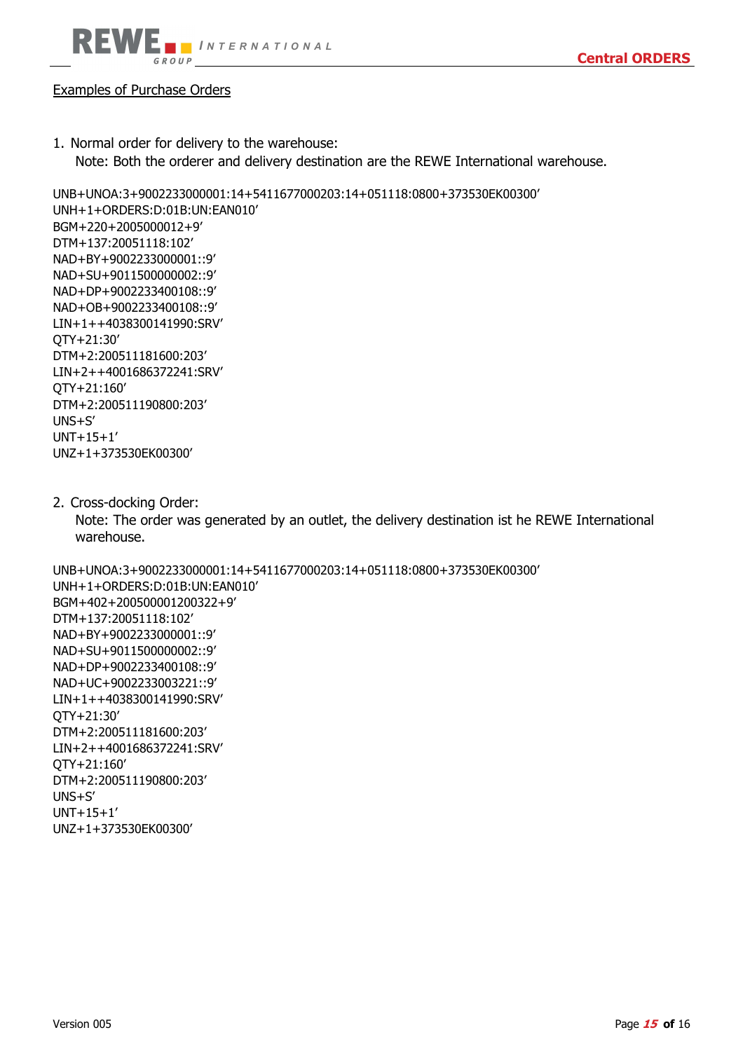Examples of Purchase Orders

1. Normal order for delivery to the warehouse:
   Note: Both the orderer and delivery destination are the REWE International warehouse.

```
UNB+UNOA:3+9002233000001:14+5411677000203:14+051118:0800+373530EK00300'
UNH+1+ORDERS:D:01B:UN:EAN010'
BGM+220+2005000012+9'
DTM+137:20051118:102'
NAD+BY+9002233000001::9'
NAD+SU+9011500000002::9'
NAD+DP+9002233400108::9'
NAD+OB+9002233400108::9'
LIN+1++4038300141990:SRV'
QTY+21:30'
DTM+2:200511181600:203'
LIN+2++4001686372241:SRV'
QTY+21:160'
DTM+2:200511190800:203'
UNS+S'
UNT+15+1'
UNZ+1+373530EK00300'
```

2. Cross-docking Order:
   Note: The order was generated by an outlet, the delivery destination ist he REWE International warehouse.

```
UNB+UNOA:3+9002233000001:14+5411677000203:14+051118:0800+373530EK00300'
UNH+1+ORDERS:D:01B:UN:EAN010'
BGM+402+200500001200322+9'
DTM+137:20051118:102'
NAD+BY+9002233000001::9'
NAD+SU+9011500000002::9'
NAD+DP+9002233400108::9'
NAD+UC+9002233003221::9'
LIN+1++4038300141990:SRV'
QTY+21:30'
DTM+2:200511181600:203'
LIN+2++4001686372241:SRV'
QTY+21:160'
DTM+2:200511190800:203'
UNS+S'
UNT+15+1'
UNZ+1+373530EK00300'
```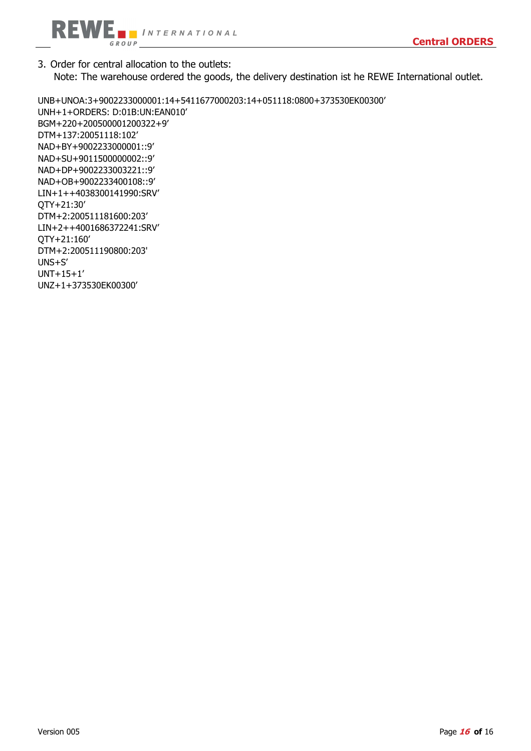3. Order for central allocation to the outlets:
   Note: The warehouse ordered the goods, the delivery destination ist he REWE International outlet.

```
UNB+UNOA:3+9002233000001:14+5411677000203:14+051118:0800+373530EK00300’
UNH+1+ORDERS: D:01B:UN:EAN010’
BGM+220+200500001200322+9’
DTM+137:20051118:102’
NAD+BY+9002233000001::9’
NAD+SU+9011500000002::9’
NAD+DP+9002233003221::9’
NAD+OB+9002233400108::9’
LIN+1++4038300141990:SRV’
QTY+21:30’
DTM+2:200511181600:203’
LIN+2++4001686372241:SRV’
QTY+21:160’
DTM+2:200511190800:203'
UNS+S’
UNT+15+1’
UNZ+1+373530EK00300’
```